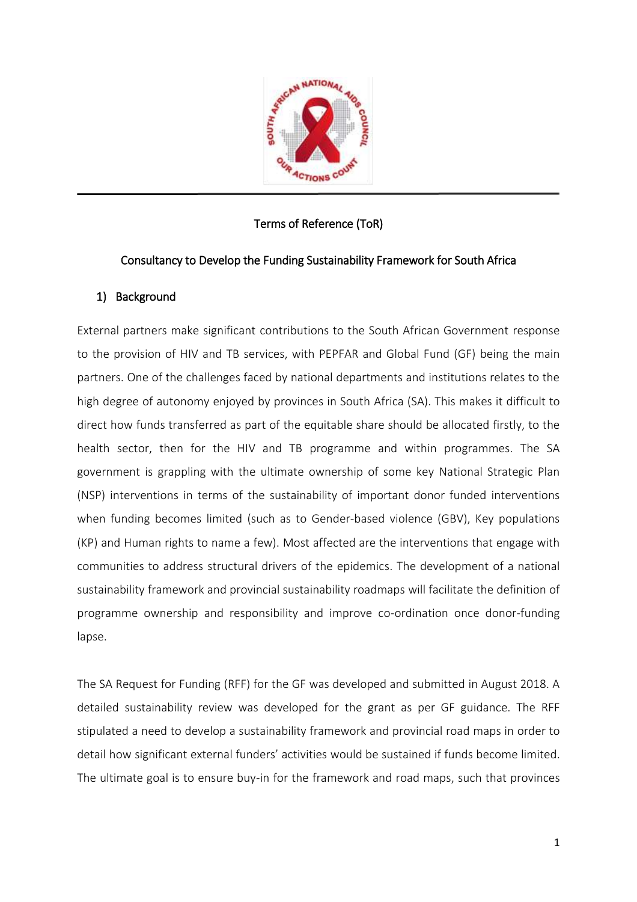# Terms of Reference (ToR)

## Consultancy to Develop the Funding Sustainability Framework for South Africa

### 1) Background

External partners make significant contributions to the South African Government response to the provision of HIV and TB services, with PEPFAR and Global Fund (GF) being the main partners. One of the challenges faced by national departments and institutions relates to the high degree of autonomy enjoyed by provinces in South Africa (SA). This makes it difficult to direct how funds transferred as part of the equitable share should be allocated firstly, to the health sector, then for the HIV and TB programme and within programmes. The SA government is grappling with the ultimate ownership of some key National Strategic Plan (NSP) interventions in terms of the sustainability of important donor funded interventions when funding becomes limited (such as to Gender-based violence (GBV), Key populations (KP) and Human rights to name a few). Most affected are the interventions that engage with communities to address structural drivers of the epidemics. The development of a national sustainability framework and provincial sustainability roadmaps will facilitate the definition of programme ownership and responsibility and improve co-ordination once donor-funding lapse.

The SA Request for Funding (RFF) for the GF was developed and submitted in August 2018. A detailed sustainability review was developed for the grant as per GF guidance. The RFF stipulated a need to develop a sustainability framework and provincial road maps in order to detail how significant external funders' activities would be sustained if funds become limited. The ultimate goal is to ensure buy-in for the framework and road maps, such that provinces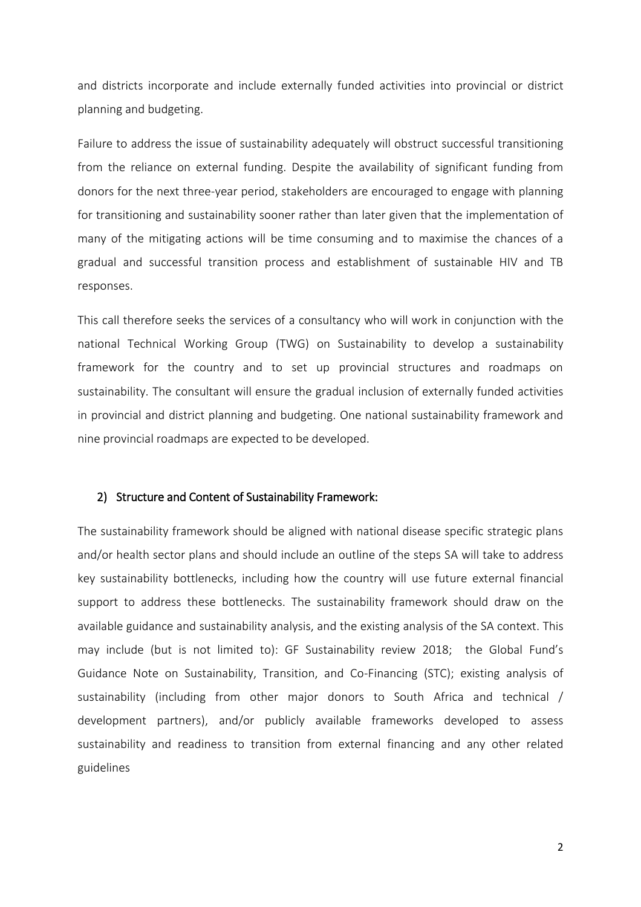and districts incorporate and include externally funded activities into provincial or district planning and budgeting.

Failure to address the issue of sustainability adequately will obstruct successful transitioning from the reliance on external funding. Despite the availability of significant funding from donors for the next three-year period, stakeholders are encouraged to engage with planning for transitioning and sustainability sooner rather than later given that the implementation of many of the mitigating actions will be time consuming and to maximise the chances of a gradual and successful transition process and establishment of sustainable HIV and TB responses.

This call therefore seeks the services of a consultancy who will work in conjunction with the national Technical Working Group (TWG) on Sustainability to develop a sustainability framework for the country and to set up provincial structures and roadmaps on sustainability. The consultant will ensure the gradual inclusion of externally funded activities in provincial and district planning and budgeting. One national sustainability framework and nine provincial roadmaps are expected to be developed.

## 2) Structure and Content of Sustainability Framework:

The sustainability framework should be aligned with national disease specific strategic plans and/or health sector plans and should include an outline of the steps SA will take to address key sustainability bottlenecks, including how the country will use future external financial support to address these bottlenecks. The sustainability framework should draw on the available guidance and sustainability analysis, and the existing analysis of the SA context. This may include (but is not limited to): GF Sustainability review 2018; the Global Fund's Guidance Note on Sustainability, Transition, and Co-Financing (STC); existing analysis of sustainability (including from other major donors to South Africa and technical / development partners), and/or publicly available frameworks developed to assess sustainability and readiness to transition from external financing and any other related guidelines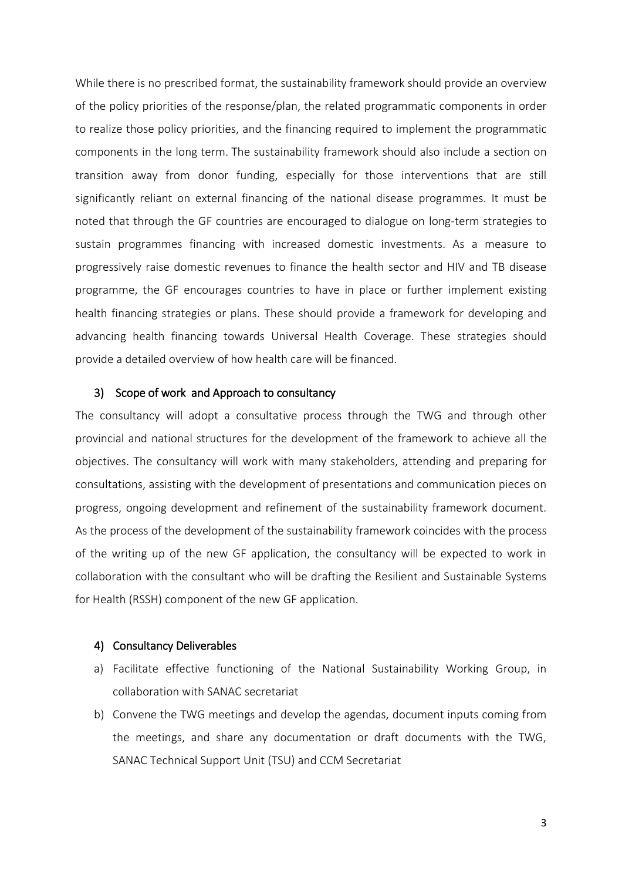While there is no prescribed format, the sustainability framework should provide an overview of the policy priorities of the response/plan, the related programmatic components in order to realize those policy priorities, and the financing required to implement the programmatic components in the long term. The sustainability framework should also include a section on transition away from donor funding, especially for those interventions that are still significantly reliant on external financing of the national disease programmes. It must be noted that through the GF countries are encouraged to dialogue on long-term strategies to sustain programmes financing with increased domestic investments. As a measure to progressively raise domestic revenues to finance the health sector and HIV and TB disease programme, the GF encourages countries to have in place or further implement existing health financing strategies or plans. These should provide a framework for developing and advancing health financing towards Universal Health Coverage. These strategies should provide a detailed overview of how health care will be financed.

### 3) Scope of work and Approach to consultancy

The consultancy will adopt a consultative process through the TWG and through other provincial and national structures for the development of the framework to achieve all the objectives. The consultancy will work with many stakeholders, attending and preparing for consultations, assisting with the development of presentations and communication pieces on progress, ongoing development and refinement of the sustainability framework document. As the process of the development of the sustainability framework coincides with the process of the writing up of the new GF application, the consultancy will be expected to work in collaboration with the consultant who will be drafting the Resilient and Sustainable Systems for Health (RSSH) component of the new GF application.

### 4) Consultancy Deliverables

a) Facilitate effective functioning of the National Sustainability Working Group, in collaboration with SANAC secretariat

b) Convene the TWG meetings and develop the agendas, document inputs coming from the meetings, and share any documentation or draft documents with the TWG, SANAC Technical Support Unit (TSU) and CCM Secretariat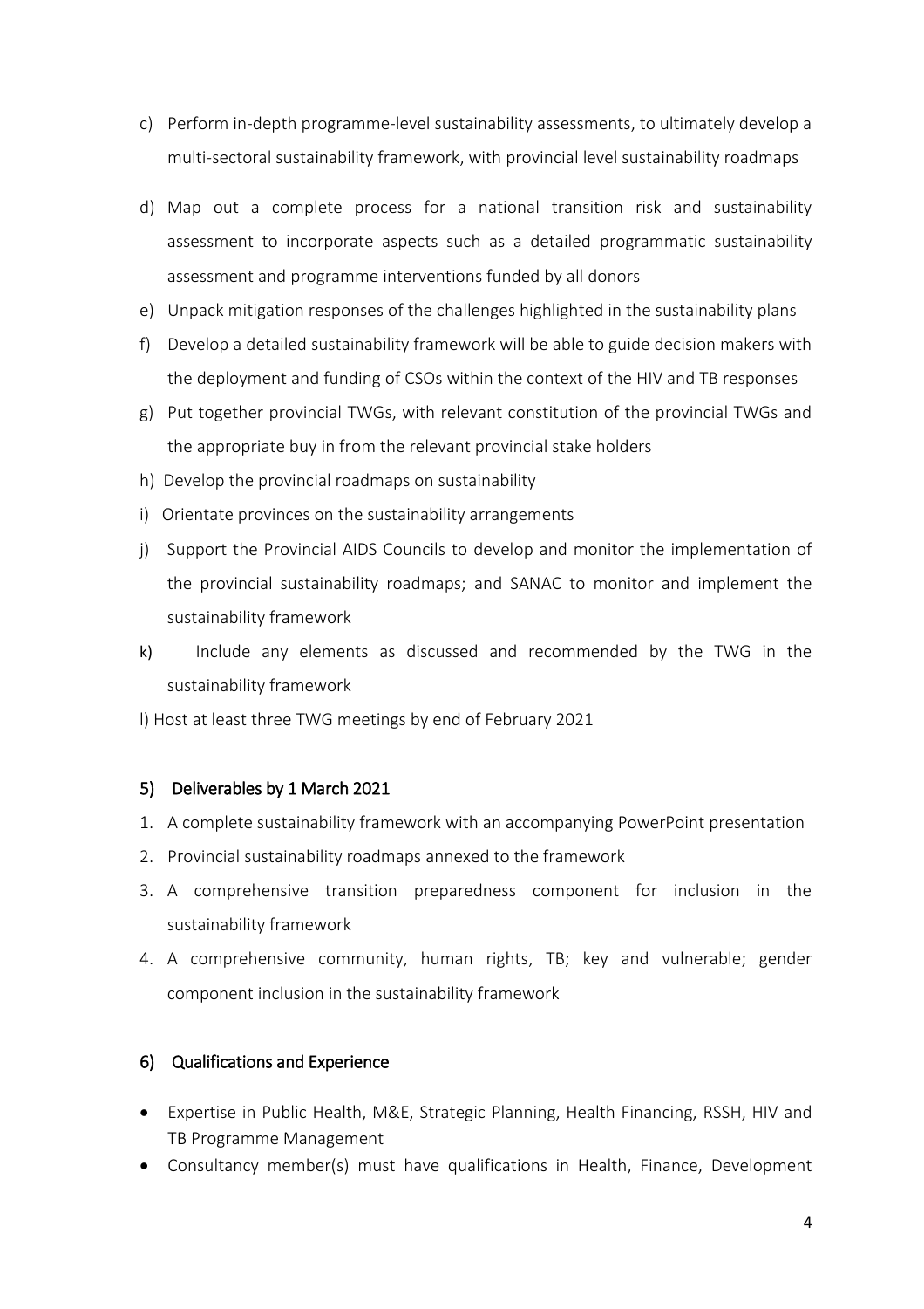c) Perform in-depth programme-level sustainability assessments, to ultimately develop a multi-sectoral sustainability framework, with provincial level sustainability roadmaps

d) Map out a complete process for a national transition risk and sustainability assessment to incorporate aspects such as a detailed programmatic sustainability assessment and programme interventions funded by all donors

e) Unpack mitigation responses of the challenges highlighted in the sustainability plans

f) Develop a detailed sustainability framework will be able to guide decision makers with the deployment and funding of CSOs within the context of the HIV and TB responses

g) Put together provincial TWGs, with relevant constitution of the provincial TWGs and the appropriate buy in from the relevant provincial stake holders

h) Develop the provincial roadmaps on sustainability

i) Orientate provinces on the sustainability arrangements

j) Support the Provincial AIDS Councils to develop and monitor the implementation of the provincial sustainability roadmaps; and SANAC to monitor and implement the sustainability framework

k) Include any elements as discussed and recommended by the TWG in the sustainability framework

l) Host at least three TWG meetings by end of February 2021

## 5) Deliverables by 1 March 2021

1. A complete sustainability framework with an accompanying PowerPoint presentation
2. Provincial sustainability roadmaps annexed to the framework
3. A comprehensive transition preparedness component for inclusion in the sustainability framework
4. A comprehensive community, human rights, TB; key and vulnerable; gender component inclusion in the sustainability framework

## 6) Qualifications and Experience

- Expertise in Public Health, M&E, Strategic Planning, Health Financing, RSSH, HIV and TB Programme Management
- Consultancy member(s) must have qualifications in Health, Finance, Development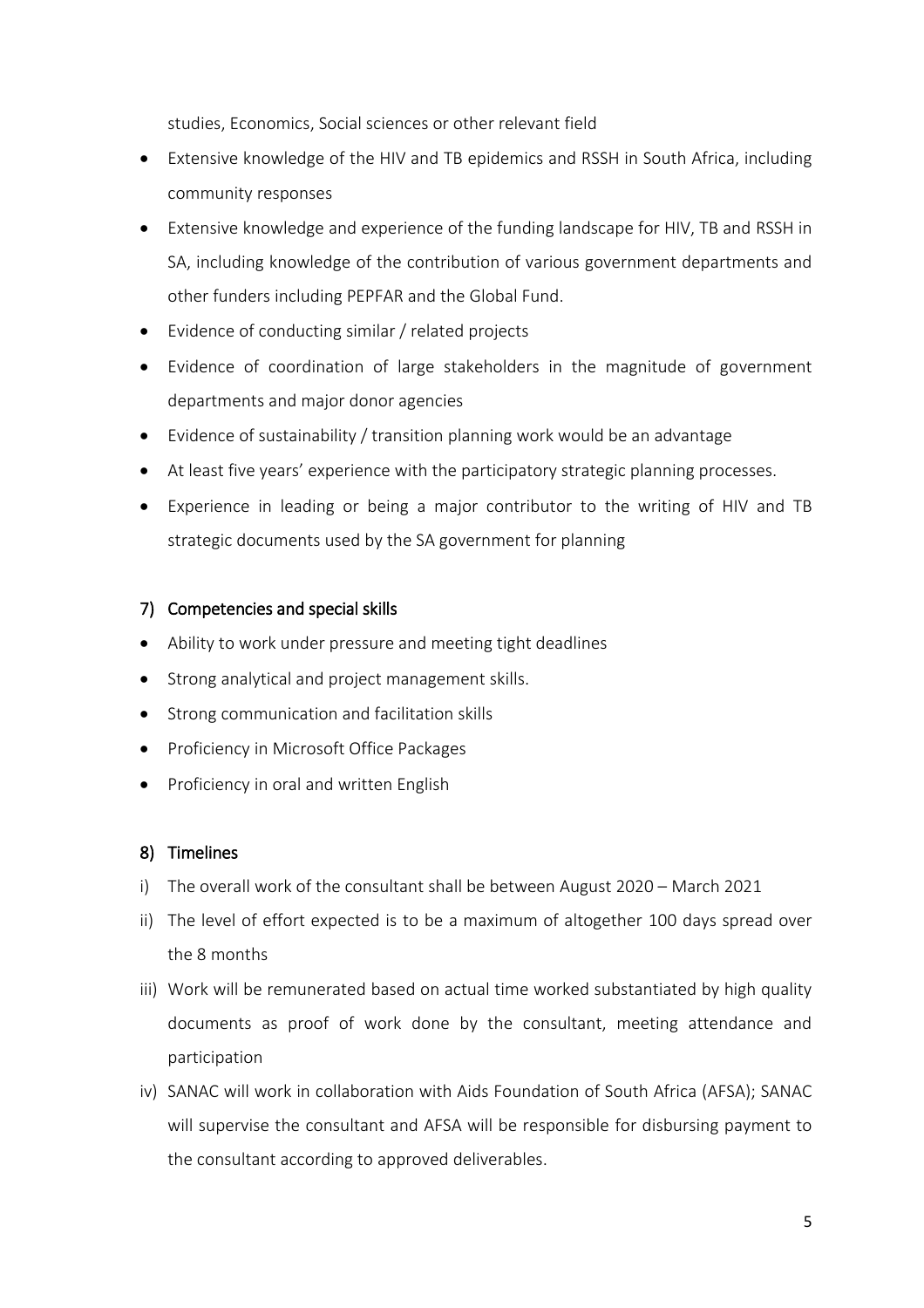studies, Economics, Social sciences or other relevant field

- Extensive knowledge of the HIV and TB epidemics and RSSH in South Africa, including community responses
- Extensive knowledge and experience of the funding landscape for HIV, TB and RSSH in SA, including knowledge of the contribution of various government departments and other funders including PEPFAR and the Global Fund.
- Evidence of conducting similar / related projects
- Evidence of coordination of large stakeholders in the magnitude of government departments and major donor agencies
- Evidence of sustainability / transition planning work would be an advantage
- At least five years' experience with the participatory strategic planning processes.
- Experience in leading or being a major contributor to the writing of HIV and TB strategic documents used by the SA government for planning

## 7) Competencies and special skills

- Ability to work under pressure and meeting tight deadlines
- Strong analytical and project management skills.
- Strong communication and facilitation skills
- Proficiency in Microsoft Office Packages
- Proficiency in oral and written English

## 8) Timelines

i) The overall work of the consultant shall be between August 2020 – March 2021

ii) The level of effort expected is to be a maximum of altogether 100 days spread over the 8 months

iii) Work will be remunerated based on actual time worked substantiated by high quality documents as proof of work done by the consultant, meeting attendance and participation

iv) SANAC will work in collaboration with Aids Foundation of South Africa (AFSA); SANAC will supervise the consultant and AFSA will be responsible for disbursing payment to the consultant according to approved deliverables.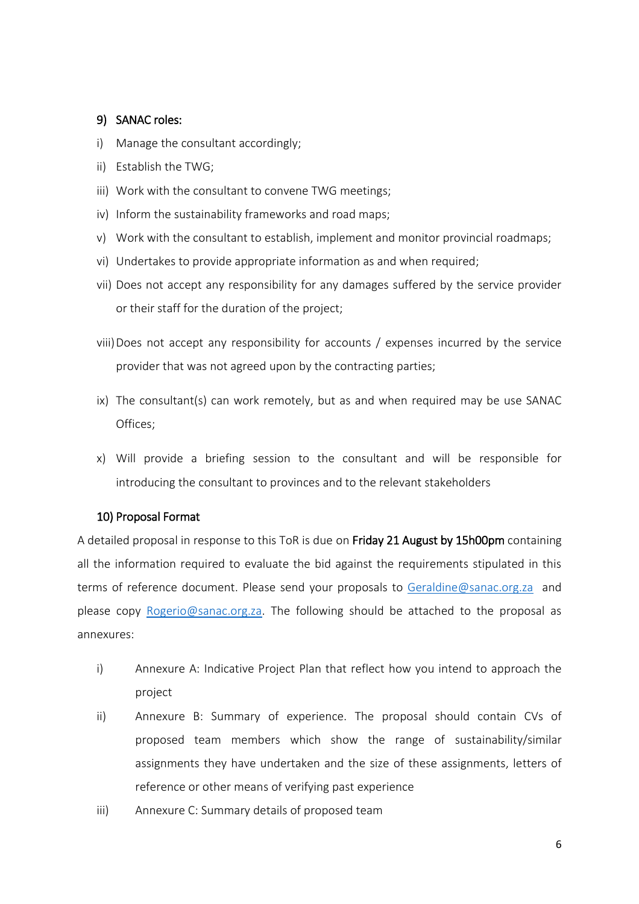## 9) SANAC roles:

i) Manage the consultant accordingly;

ii) Establish the TWG;

iii) Work with the consultant to convene TWG meetings;

iv) Inform the sustainability frameworks and road maps;

v) Work with the consultant to establish, implement and monitor provincial roadmaps;

vi) Undertakes to provide appropriate information as and when required;

vii) Does not accept any responsibility for any damages suffered by the service provider or their staff for the duration of the project;

viii) Does not accept any responsibility for accounts / expenses incurred by the service provider that was not agreed upon by the contracting parties;

ix) The consultant(s) can work remotely, but as and when required may be use SANAC Offices;

x) Will provide a briefing session to the consultant and will be responsible for introducing the consultant to provinces and to the relevant stakeholders

## 10) Proposal Format

A detailed proposal in response to this ToR is due on **Friday 21 August by 15h00pm** containing all the information required to evaluate the bid against the requirements stipulated in this terms of reference document. Please send your proposals to Geraldine@sanac.org.za and please copy Rogerio@sanac.org.za. The following should be attached to the proposal as annexures:

i) Annexure A: Indicative Project Plan that reflect how you intend to approach the project

ii) Annexure B: Summary of experience. The proposal should contain CVs of proposed team members which show the range of sustainability/similar assignments they have undertaken and the size of these assignments, letters of reference or other means of verifying past experience

iii) Annexure C: Summary details of proposed team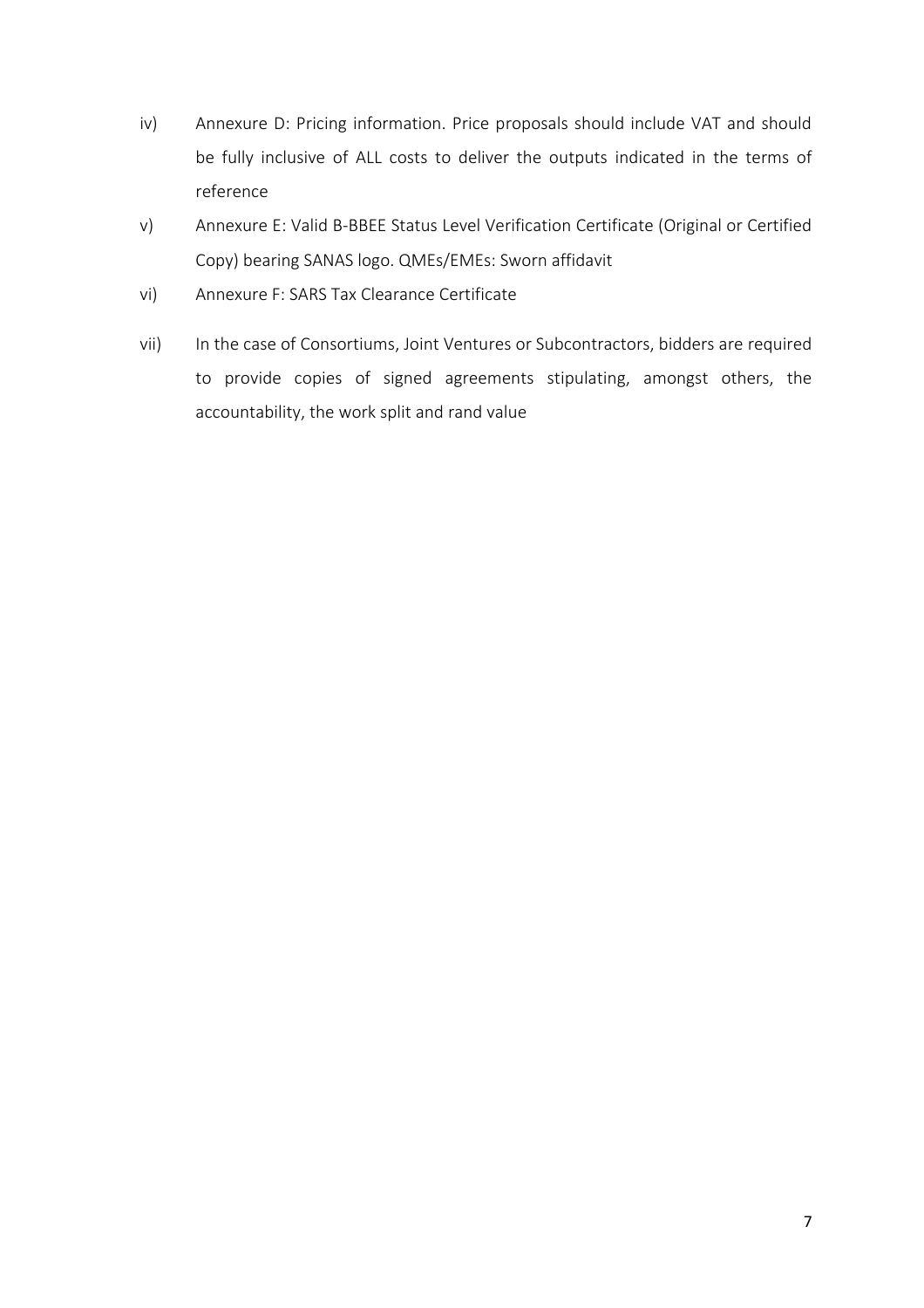iv) Annexure D: Pricing information. Price proposals should include VAT and should be fully inclusive of ALL costs to deliver the outputs indicated in the terms of reference

v) Annexure E: Valid B-BBEE Status Level Verification Certificate (Original or Certified Copy) bearing SANAS logo. QMEs/EMEs: Sworn affidavit

vi) Annexure F: SARS Tax Clearance Certificate

vii) In the case of Consortiums, Joint Ventures or Subcontractors, bidders are required to provide copies of signed agreements stipulating, amongst others, the accountability, the work split and rand value